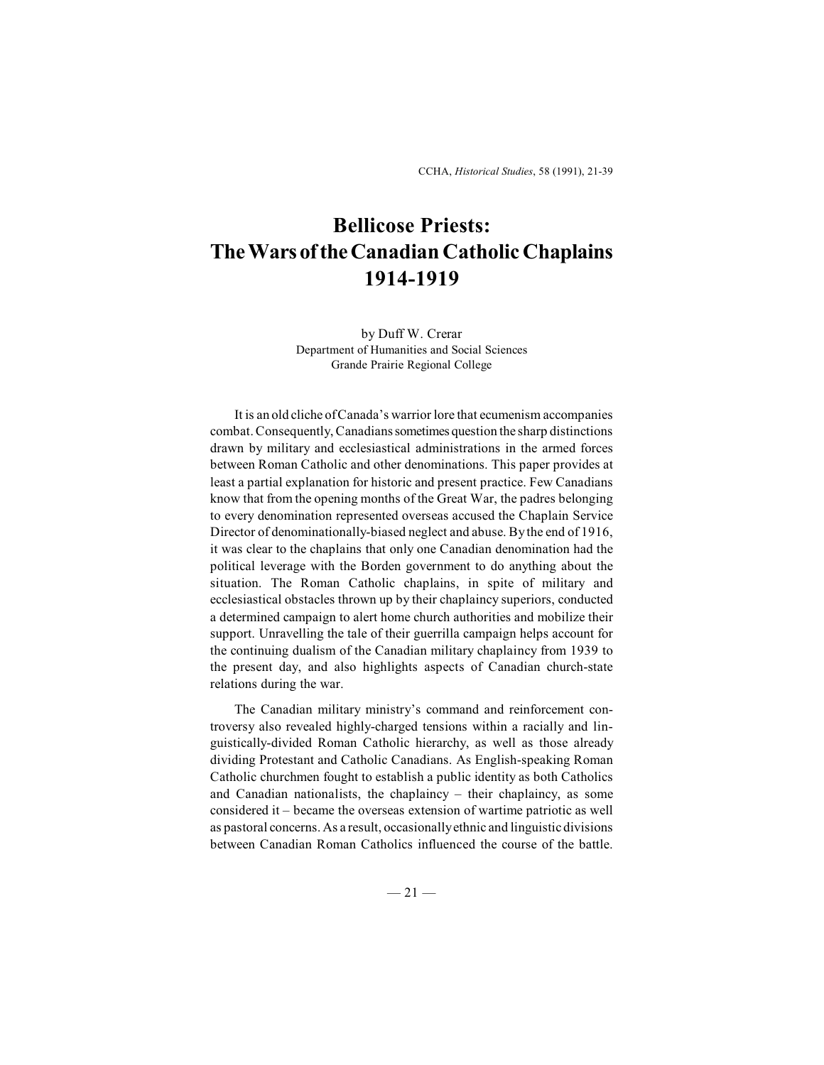# Bellicose Priests: The Wars of the Canadian Catholic Chaplains 1914-1919

by Duff W. Crerar
Department of Humanities and Social Sciences
Grande Prairie Regional College

It is an old cliche of Canada's warrior lore that ecumenism accompanies combat. Consequently, Canadians sometimes question the sharp distinctions drawn by military and ecclesiastical administrations in the armed forces between Roman Catholic and other denominations. This paper provides at least a partial explanation for historic and present practice. Few Canadians know that from the opening months of the Great War, the padres belonging to every denomination represented overseas accused the Chaplain Service Director of denominationally-biased neglect and abuse. By the end of 1916, it was clear to the chaplains that only one Canadian denomination had the political leverage with the Borden government to do anything about the situation. The Roman Catholic chaplains, in spite of military and ecclesiastical obstacles thrown up by their chaplaincy superiors, conducted a determined campaign to alert home church authorities and mobilize their support. Unravelling the tale of their guerrilla campaign helps account for the continuing dualism of the Canadian military chaplaincy from 1939 to the present day, and also highlights aspects of Canadian church-state relations during the war.

The Canadian military ministry's command and reinforcement controversy also revealed highly-charged tensions within a racially and linguistically-divided Roman Catholic hierarchy, as well as those already dividing Protestant and Catholic Canadians. As English-speaking Roman Catholic churchmen fought to establish a public identity as both Catholics and Canadian nationalists, the chaplaincy – their chaplaincy, as some considered it – became the overseas extension of wartime patriotic as well as pastoral concerns. As a result, occasionally ethnic and linguistic divisions between Canadian Roman Catholics influenced the course of the battle.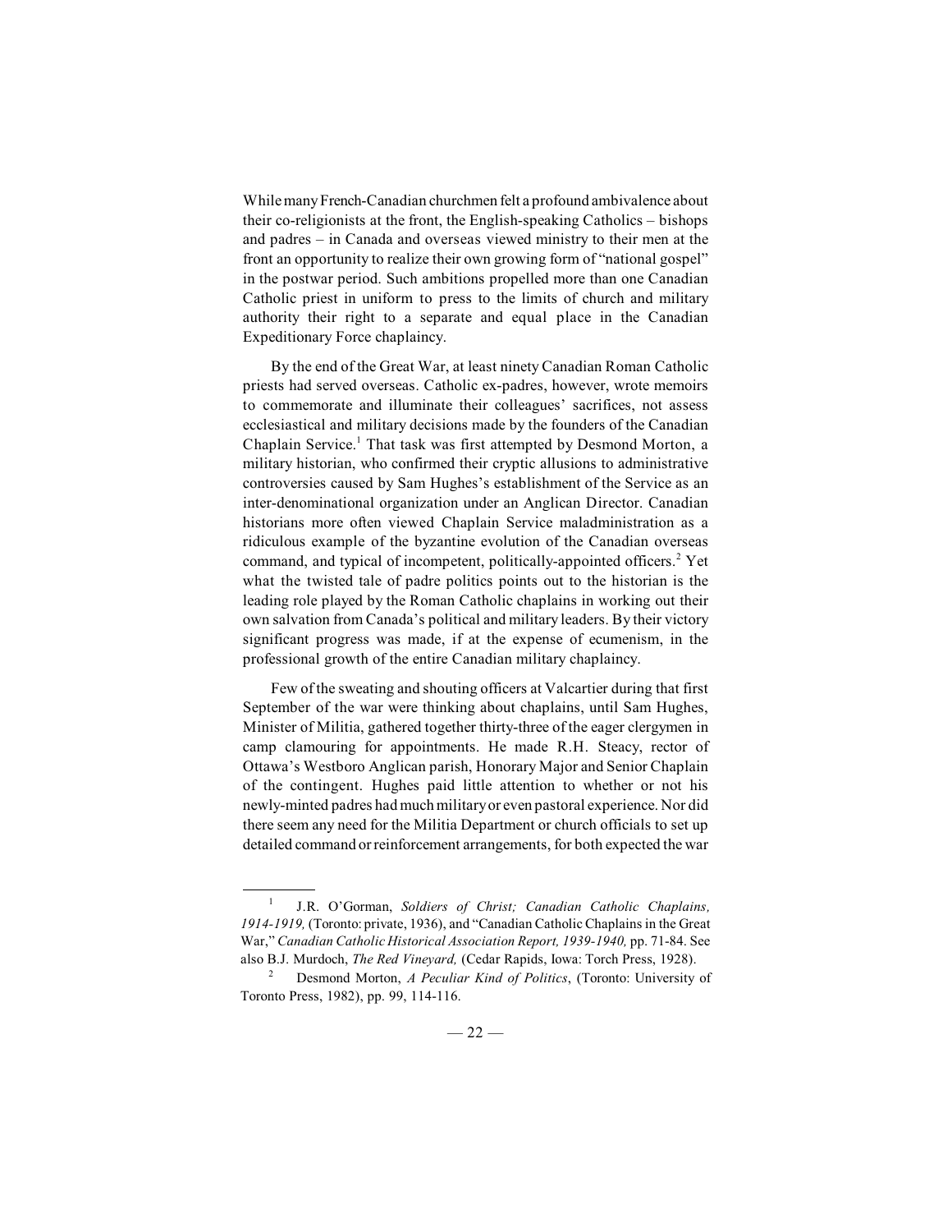While many French-Canadian churchmen felt a profound ambivalence about their co-religionists at the front, the English-speaking Catholics – bishops and padres – in Canada and overseas viewed ministry to their men at the front an opportunity to realize their own growing form of "national gospel" in the postwar period. Such ambitions propelled more than one Canadian Catholic priest in uniform to press to the limits of church and military authority their right to a separate and equal place in the Canadian Expeditionary Force chaplaincy.

By the end of the Great War, at least ninety Canadian Roman Catholic priests had served overseas. Catholic ex-padres, however, wrote memoirs to commemorate and illuminate their colleagues' sacrifices, not assess ecclesiastical and military decisions made by the founders of the Canadian Chaplain Service.[1] That task was first attempted by Desmond Morton, a military historian, who confirmed their cryptic allusions to administrative controversies caused by Sam Hughes's establishment of the Service as an inter-denominational organization under an Anglican Director. Canadian historians more often viewed Chaplain Service maladministration as a ridiculous example of the byzantine evolution of the Canadian overseas command, and typical of incompetent, politically-appointed officers.[2] Yet what the twisted tale of padre politics points out to the historian is the leading role played by the Roman Catholic chaplains in working out their own salvation from Canada's political and military leaders. By their victory significant progress was made, if at the expense of ecumenism, in the professional growth of the entire Canadian military chaplaincy.

Few of the sweating and shouting officers at Valcartier during that first September of the war were thinking about chaplains, until Sam Hughes, Minister of Militia, gathered together thirty-three of the eager clergymen in camp clamouring for appointments. He made R.H. Steacy, rector of Ottawa's Westboro Anglican parish, Honorary Major and Senior Chaplain of the contingent. Hughes paid little attention to whether or not his newly-minted padres had much military or even pastoral experience. Nor did there seem any need for the Militia Department or church officials to set up detailed command or reinforcement arrangements, for both expected the war

---

[1] J.R. O'Gorman, *Soldiers of Christ; Canadian Catholic Chaplains, 1914-1919,* (Toronto: private, 1936), and "Canadian Catholic Chaplains in the Great War," *Canadian Catholic Historical Association Report, 1939-1940,* pp. 71-84. See also B.J. Murdoch, *The Red Vineyard,* (Cedar Rapids, Iowa: Torch Press, 1928).

[2] Desmond Morton, *A Peculiar Kind of Politics*, (Toronto: University of Toronto Press, 1982), pp. 99, 114-116.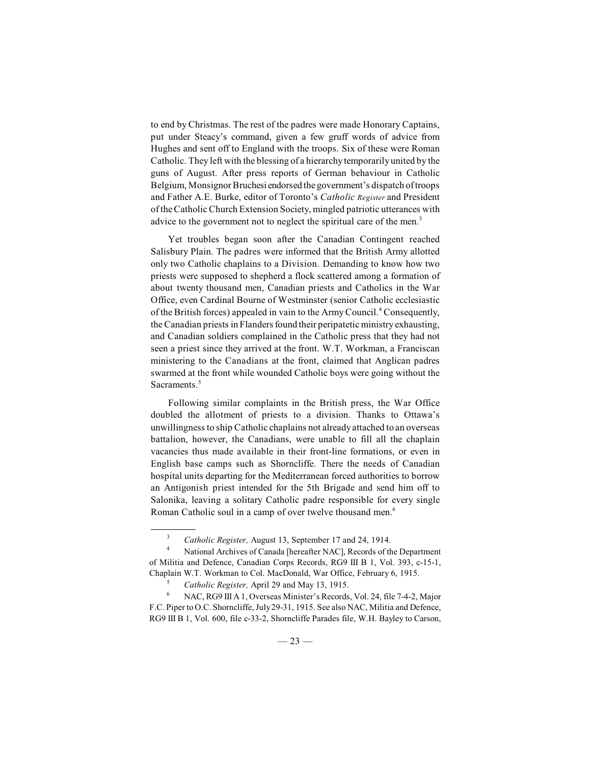to end by Christmas. The rest of the padres were made Honorary Captains, put under Steacy's command, given a few gruff words of advice from Hughes and sent off to England with the troops. Six of these were Roman Catholic. They left with the blessing of a hierarchy temporarily united by the guns of August. After press reports of German behaviour in Catholic Belgium, Monsignor Bruchesi endorsed the government's dispatch of troops and Father A.E. Burke, editor of Toronto's *Catholic Register* and President of the Catholic Church Extension Society, mingled patriotic utterances with advice to the government not to neglect the spiritual care of the men.[3]

Yet troubles began soon after the Canadian Contingent reached Salisbury Plain. The padres were informed that the British Army allotted only two Catholic chaplains to a Division. Demanding to know how two priests were supposed to shepherd a flock scattered among a formation of about twenty thousand men, Canadian priests and Catholics in the War Office, even Cardinal Bourne of Westminster (senior Catholic ecclesiastic of the British forces) appealed in vain to the Army Council.[4] Consequently, the Canadian priests in Flanders found their peripatetic ministry exhausting, and Canadian soldiers complained in the Catholic press that they had not seen a priest since they arrived at the front. W.T. Workman, a Franciscan ministering to the Canadians at the front, claimed that Anglican padres swarmed at the front while wounded Catholic boys were going without the Sacraments.[5]

Following similar complaints in the British press, the War Office doubled the allotment of priests to a division. Thanks to Ottawa's unwillingness to ship Catholic chaplains not already attached to an overseas battalion, however, the Canadians, were unable to fill all the chaplain vacancies thus made available in their front-line formations, or even in English base camps such as Shorncliffe. There the needs of Canadian hospital units departing for the Mediterranean forced authorities to borrow an Antigonish priest intended for the 5th Brigade and send him off to Salonika, leaving a solitary Catholic padre responsible for every single Roman Catholic soul in a camp of over twelve thousand men.[6]

---

[3] *Catholic Register,* August 13, September 17 and 24, 1914.

[4] National Archives of Canada [hereafter NAC], Records of the Department of Militia and Defence, Canadian Corps Records, RG9 III B 1, Vol. 393, c-15-1, Chaplain W.T. Workman to Col. MacDonald, War Office, February 6, 1915.

[5] *Catholic Register,* April 29 and May 13, 1915.

[6] NAC, RG9 III A 1, Overseas Minister's Records, Vol. 24, file 7-4-2, Major F.C. Piper to O.C. Shorncliffe, July 29-31, 1915. See also NAC, Militia and Defence, RG9 III B 1, Vol. 600, file c-33-2, Shorncliffe Parades file, W.H. Bayley to Carson,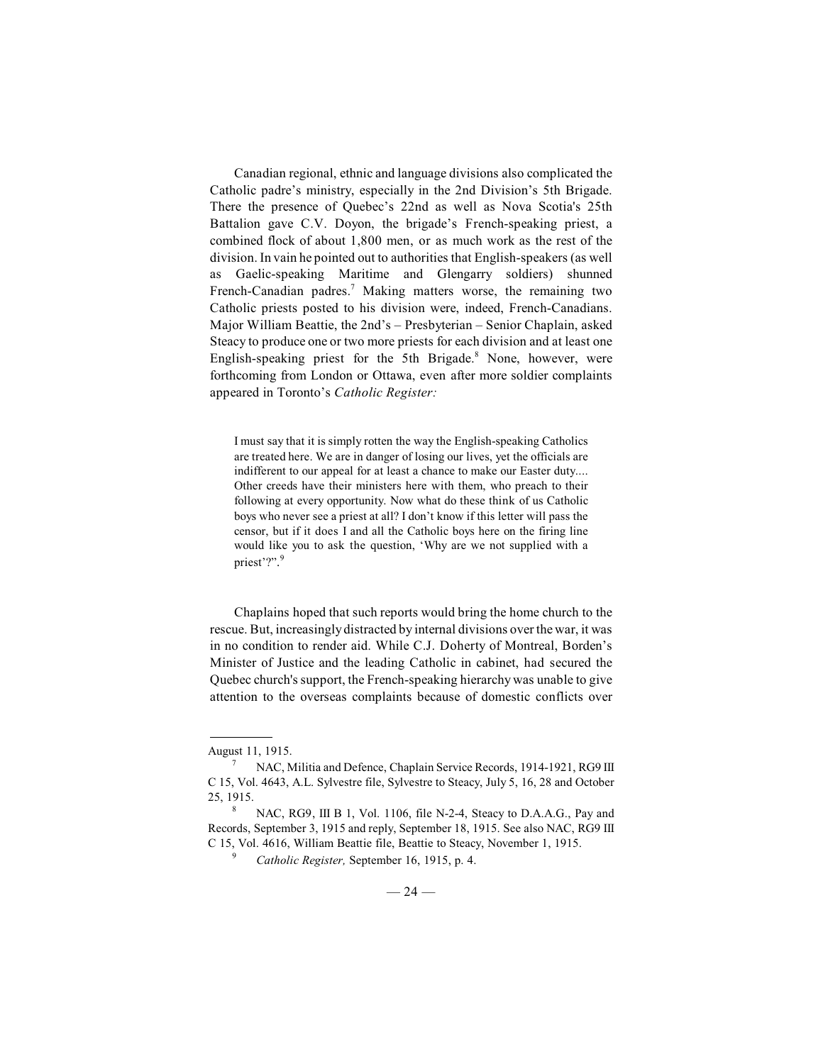Canadian regional, ethnic and language divisions also complicated the Catholic padre's ministry, especially in the 2nd Division's 5th Brigade. There the presence of Quebec's 22nd as well as Nova Scotia's 25th Battalion gave C.V. Doyon, the brigade's French-speaking priest, a combined flock of about 1,800 men, or as much work as the rest of the division. In vain he pointed out to authorities that English-speakers (as well as Gaelic-speaking Maritime and Glengarry soldiers) shunned French-Canadian padres.[7] Making matters worse, the remaining two Catholic priests posted to his division were, indeed, French-Canadians. Major William Beattie, the 2nd's – Presbyterian – Senior Chaplain, asked Steacy to produce one or two more priests for each division and at least one English-speaking priest for the 5th Brigade.[8] None, however, were forthcoming from London or Ottawa, even after more soldier complaints appeared in Toronto's *Catholic Register:*

> I must say that it is simply rotten the way the English-speaking Catholics are treated here. We are in danger of losing our lives, yet the officials are indifferent to our appeal for at least a chance to make our Easter duty.... Other creeds have their ministers here with them, who preach to their following at every opportunity. Now what do these think of us Catholic boys who never see a priest at all? I don't know if this letter will pass the censor, but if it does I and all the Catholic boys here on the firing line would like you to ask the question, 'Why are we not supplied with a priest'?".[9]

Chaplains hoped that such reports would bring the home church to the rescue. But, increasingly distracted by internal divisions over the war, it was in no condition to render aid. While C.J. Doherty of Montreal, Borden's Minister of Justice and the leading Catholic in cabinet, had secured the Quebec church's support, the French-speaking hierarchy was unable to give attention to the overseas complaints because of domestic conflicts over

---

August 11, 1915.

[7] NAC, Militia and Defence, Chaplain Service Records, 1914-1921, RG9 III C 15, Vol. 4643, A.L. Sylvestre file, Sylvestre to Steacy, July 5, 16, 28 and October 25, 1915.

[8] NAC, RG9, III B 1, Vol. 1106, file N-2-4, Steacy to D.A.A.G., Pay and Records, September 3, 1915 and reply, September 18, 1915. See also NAC, RG9 III C 15, Vol. 4616, William Beattie file, Beattie to Steacy, November 1, 1915.

[9] *Catholic Register,* September 16, 1915, p. 4.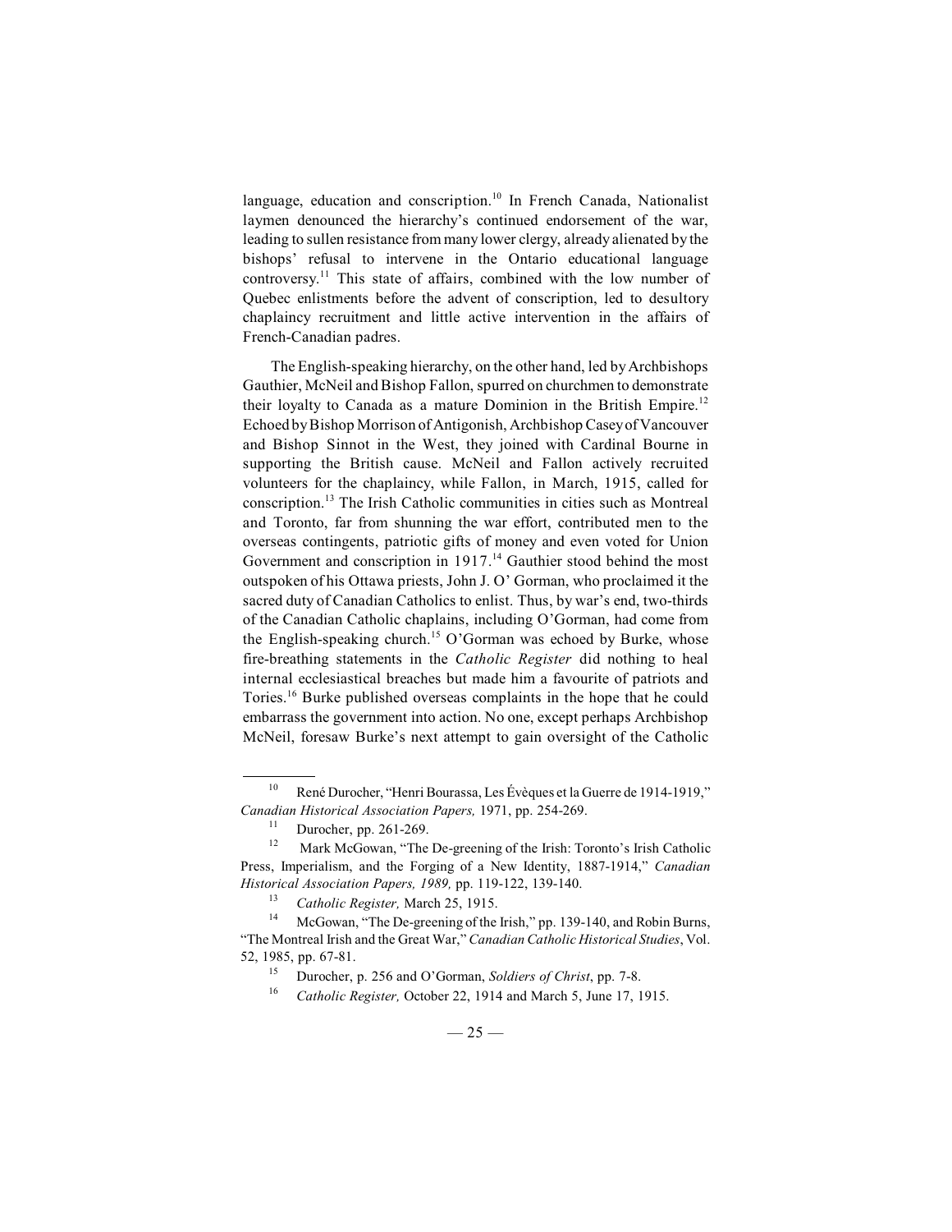language, education and conscription.[10] In French Canada, Nationalist laymen denounced the hierarchy's continued endorsement of the war, leading to sullen resistance from many lower clergy, already alienated by the bishops' refusal to intervene in the Ontario educational language controversy.[11] This state of affairs, combined with the low number of Quebec enlistments before the advent of conscription, led to desultory chaplaincy recruitment and little active intervention in the affairs of French-Canadian padres.

The English-speaking hierarchy, on the other hand, led by Archbishops Gauthier, McNeil and Bishop Fallon, spurred on churchmen to demonstrate their loyalty to Canada as a mature Dominion in the British Empire.[12] Echoed by Bishop Morrison of Antigonish, Archbishop Casey of Vancouver and Bishop Sinnot in the West, they joined with Cardinal Bourne in supporting the British cause. McNeil and Fallon actively recruited volunteers for the chaplaincy, while Fallon, in March, 1915, called for conscription.[13] The Irish Catholic communities in cities such as Montreal and Toronto, far from shunning the war effort, contributed men to the overseas contingents, patriotic gifts of money and even voted for Union Government and conscription in 1917.[14] Gauthier stood behind the most outspoken of his Ottawa priests, John J. O' Gorman, who proclaimed it the sacred duty of Canadian Catholics to enlist. Thus, by war's end, two-thirds of the Canadian Catholic chaplains, including O'Gorman, had come from the English-speaking church.[15] O'Gorman was echoed by Burke, whose fire-breathing statements in the *Catholic Register* did nothing to heal internal ecclesiastical breaches but made him a favourite of patriots and Tories.[16] Burke published overseas complaints in the hope that he could embarrass the government into action. No one, except perhaps Archbishop McNeil, foresaw Burke's next attempt to gain oversight of the Catholic

---

[10] René Durocher, "Henri Bourassa, Les Évèques et la Guerre de 1914-1919," *Canadian Historical Association Papers,* 1971, pp. 254-269.

[11] Durocher, pp. 261-269.

[12] Mark McGowan, "The De-greening of the Irish: Toronto's Irish Catholic Press, Imperialism, and the Forging of a New Identity, 1887-1914," *Canadian Historical Association Papers, 1989,* pp. 119-122, 139-140.

[13] *Catholic Register,* March 25, 1915.

[14] McGowan, "The De-greening of the Irish," pp. 139-140, and Robin Burns, "The Montreal Irish and the Great War," *Canadian Catholic Historical Studies*, Vol. 52, 1985, pp. 67-81.

[15] Durocher, p. 256 and O'Gorman, *Soldiers of Christ*, pp. 7-8.

[16] *Catholic Register,* October 22, 1914 and March 5, June 17, 1915.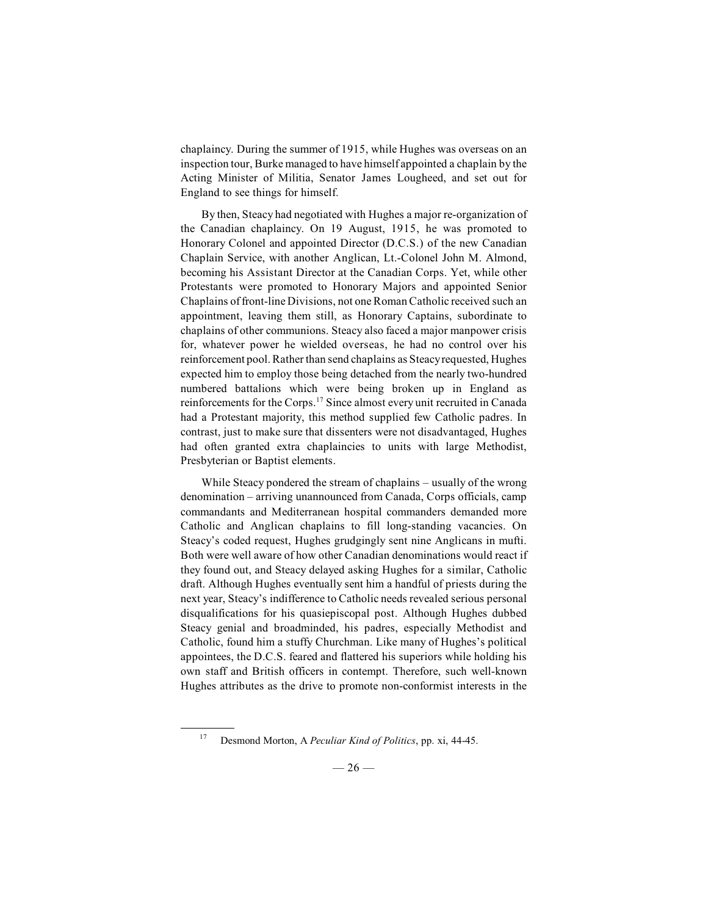chaplaincy. During the summer of 1915, while Hughes was overseas on an inspection tour, Burke managed to have himself appointed a chaplain by the Acting Minister of Militia, Senator James Lougheed, and set out for England to see things for himself.

By then, Steacy had negotiated with Hughes a major re-organization of the Canadian chaplaincy. On 19 August, 1915, he was promoted to Honorary Colonel and appointed Director (D.C.S.) of the new Canadian Chaplain Service, with another Anglican, Lt.-Colonel John M. Almond, becoming his Assistant Director at the Canadian Corps. Yet, while other Protestants were promoted to Honorary Majors and appointed Senior Chaplains of front-line Divisions, not one Roman Catholic received such an appointment, leaving them still, as Honorary Captains, subordinate to chaplains of other communions. Steacy also faced a major manpower crisis for, whatever power he wielded overseas, he had no control over his reinforcement pool. Rather than send chaplains as Steacy requested, Hughes expected him to employ those being detached from the nearly two-hundred numbered battalions which were being broken up in England as reinforcements for the Corps.[17] Since almost every unit recruited in Canada had a Protestant majority, this method supplied few Catholic padres. In contrast, just to make sure that dissenters were not disadvantaged, Hughes had often granted extra chaplaincies to units with large Methodist, Presbyterian or Baptist elements.

While Steacy pondered the stream of chaplains – usually of the wrong denomination – arriving unannounced from Canada, Corps officials, camp commandants and Mediterranean hospital commanders demanded more Catholic and Anglican chaplains to fill long-standing vacancies. On Steacy's coded request, Hughes grudgingly sent nine Anglicans in mufti. Both were well aware of how other Canadian denominations would react if they found out, and Steacy delayed asking Hughes for a similar, Catholic draft. Although Hughes eventually sent him a handful of priests during the next year, Steacy's indifference to Catholic needs revealed serious personal disqualifications for his quasiepiscopal post. Although Hughes dubbed Steacy genial and broadminded, his padres, especially Methodist and Catholic, found him a stuffy Churchman. Like many of Hughes's political appointees, the D.C.S. feared and flattered his superiors while holding his own staff and British officers in contempt. Therefore, such well-known Hughes attributes as the drive to promote non-conformist interests in the

---

[17] Desmond Morton, A *Peculiar Kind of Politics*, pp. xi, 44-45.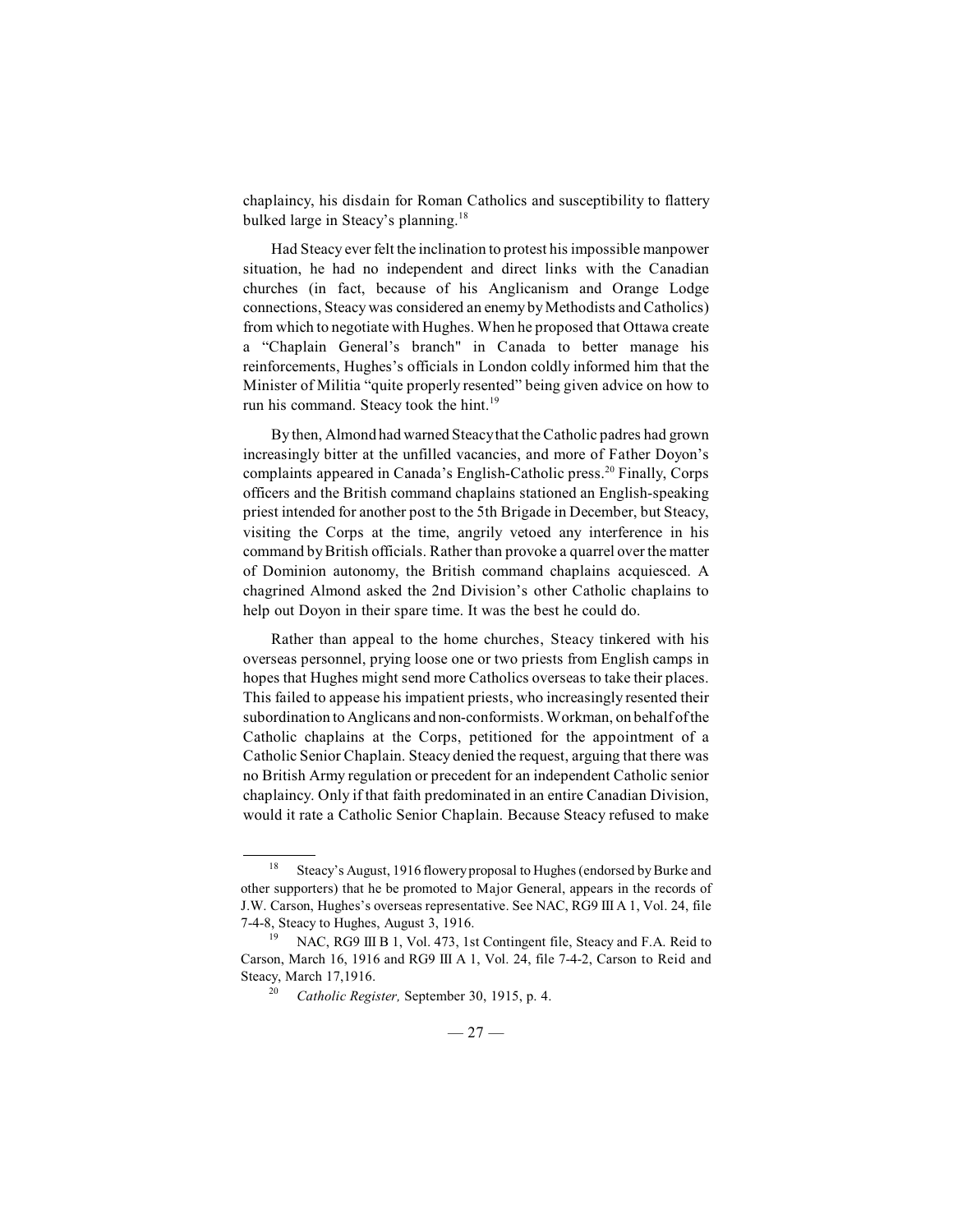chaplaincy, his disdain for Roman Catholics and susceptibility to flattery bulked large in Steacy's planning.[18]

Had Steacy ever felt the inclination to protest his impossible manpower situation, he had no independent and direct links with the Canadian churches (in fact, because of his Anglicanism and Orange Lodge connections, Steacy was considered an enemy by Methodists and Catholics) from which to negotiate with Hughes. When he proposed that Ottawa create a "Chaplain General's branch" in Canada to better manage his reinforcements, Hughes's officials in London coldly informed him that the Minister of Militia "quite properly resented" being given advice on how to run his command. Steacy took the hint.[19]

By then, Almond had warned Steacy that the Catholic padres had grown increasingly bitter at the unfilled vacancies, and more of Father Doyon's complaints appeared in Canada's English-Catholic press.[20] Finally, Corps officers and the British command chaplains stationed an English-speaking priest intended for another post to the 5th Brigade in December, but Steacy, visiting the Corps at the time, angrily vetoed any interference in his command by British officials. Rather than provoke a quarrel over the matter of Dominion autonomy, the British command chaplains acquiesced. A chagrined Almond asked the 2nd Division's other Catholic chaplains to help out Doyon in their spare time. It was the best he could do.

Rather than appeal to the home churches, Steacy tinkered with his overseas personnel, prying loose one or two priests from English camps in hopes that Hughes might send more Catholics overseas to take their places. This failed to appease his impatient priests, who increasingly resented their subordination to Anglicans and non-conformists. Workman, on behalf of the Catholic chaplains at the Corps, petitioned for the appointment of a Catholic Senior Chaplain. Steacy denied the request, arguing that there was no British Army regulation or precedent for an independent Catholic senior chaplaincy. Only if that faith predominated in an entire Canadian Division, would it rate a Catholic Senior Chaplain. Because Steacy refused to make

---

[18] Steacy's August, 1916 flowery proposal to Hughes (endorsed by Burke and other supporters) that he be promoted to Major General, appears in the records of J.W. Carson, Hughes's overseas representative. See NAC, RG9 III A 1, Vol. 24, file 7-4-8, Steacy to Hughes, August 3, 1916.

[19] NAC, RG9 III B 1, Vol. 473, 1st Contingent file, Steacy and F.A. Reid to Carson, March 16, 1916 and RG9 III A 1, Vol. 24, file 7-4-2, Carson to Reid and Steacy, March 17,1916.

[20] *Catholic Register,* September 30, 1915, p. 4.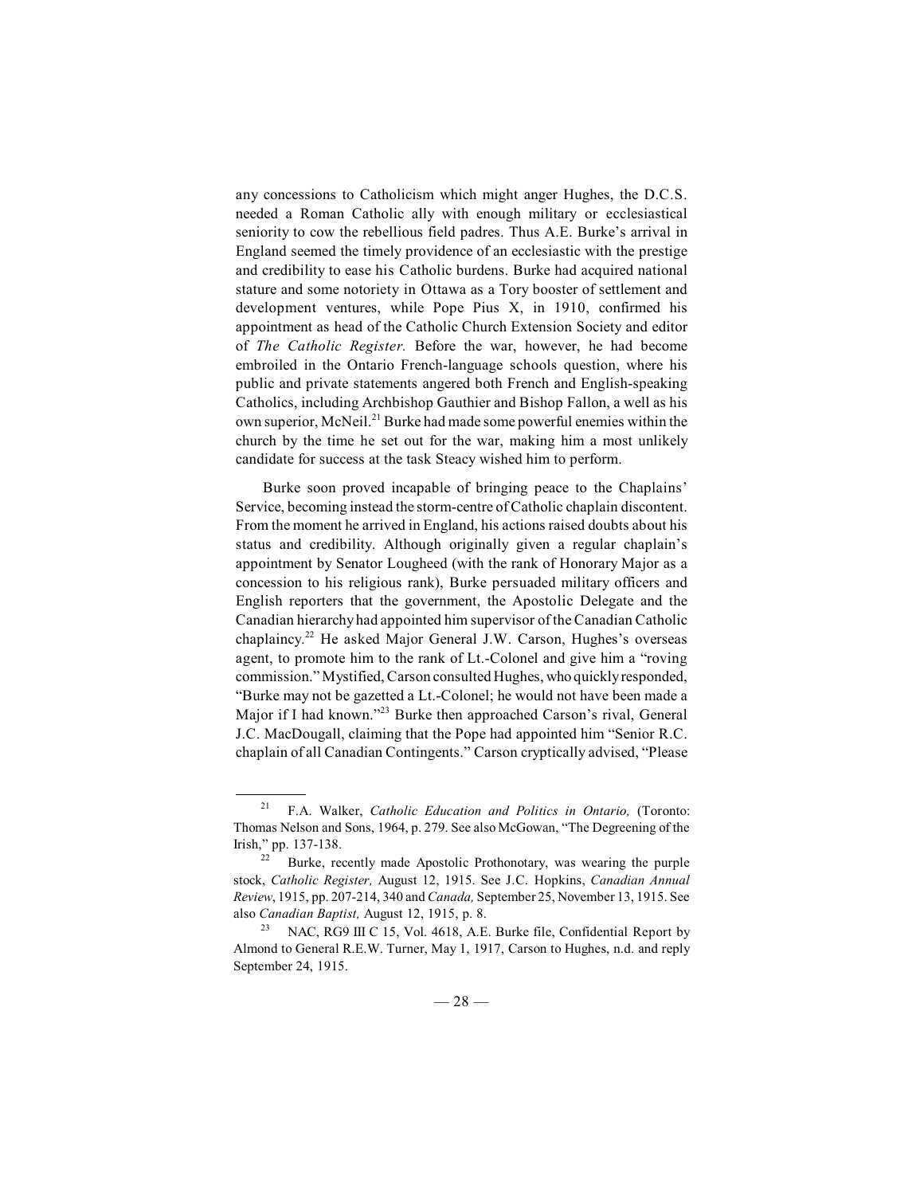any concessions to Catholicism which might anger Hughes, the D.C.S. needed a Roman Catholic ally with enough military or ecclesiastical seniority to cow the rebellious field padres. Thus A.E. Burke's arrival in England seemed the timely providence of an ecclesiastic with the prestige and credibility to ease his Catholic burdens. Burke had acquired national stature and some notoriety in Ottawa as a Tory booster of settlement and development ventures, while Pope Pius X, in 1910, confirmed his appointment as head of the Catholic Church Extension Society and editor of *The Catholic Register.* Before the war, however, he had become embroiled in the Ontario French-language schools question, where his public and private statements angered both French and English-speaking Catholics, including Archbishop Gauthier and Bishop Fallon, a well as his own superior, McNeil.[21] Burke had made some powerful enemies within the church by the time he set out for the war, making him a most unlikely candidate for success at the task Steacy wished him to perform.

Burke soon proved incapable of bringing peace to the Chaplains' Service, becoming instead the storm-centre of Catholic chaplain discontent. From the moment he arrived in England, his actions raised doubts about his status and credibility. Although originally given a regular chaplain's appointment by Senator Lougheed (with the rank of Honorary Major as a concession to his religious rank), Burke persuaded military officers and English reporters that the government, the Apostolic Delegate and the Canadian hierarchy had appointed him supervisor of the Canadian Catholic chaplaincy.[22] He asked Major General J.W. Carson, Hughes's overseas agent, to promote him to the rank of Lt.-Colonel and give him a "roving commission." Mystified, Carson consulted Hughes, who quickly responded, "Burke may not be gazetted a Lt.-Colonel; he would not have been made a Major if I had known."[23] Burke then approached Carson's rival, General J.C. MacDougall, claiming that the Pope had appointed him "Senior R.C. chaplain of all Canadian Contingents." Carson cryptically advised, "Please

[21] F.A. Walker, *Catholic Education and Politics in Ontario,* (Toronto: Thomas Nelson and Sons, 1964, p. 279. See also McGowan, "The Degreening of the Irish," pp. 137-138.

[22] Burke, recently made Apostolic Prothonotary, was wearing the purple stock, *Catholic Register,* August 12, 1915. See J.C. Hopkins, *Canadian Annual Review*, 1915, pp. 207-214, 340 and *Canada,* September 25, November 13, 1915. See also *Canadian Baptist,* August 12, 1915, p. 8.

[23] NAC, RG9 III C 15, Vol. 4618, A.E. Burke file, Confidential Report by Almond to General R.E.W. Turner, May 1, 1917, Carson to Hughes, n.d. and reply September 24, 1915.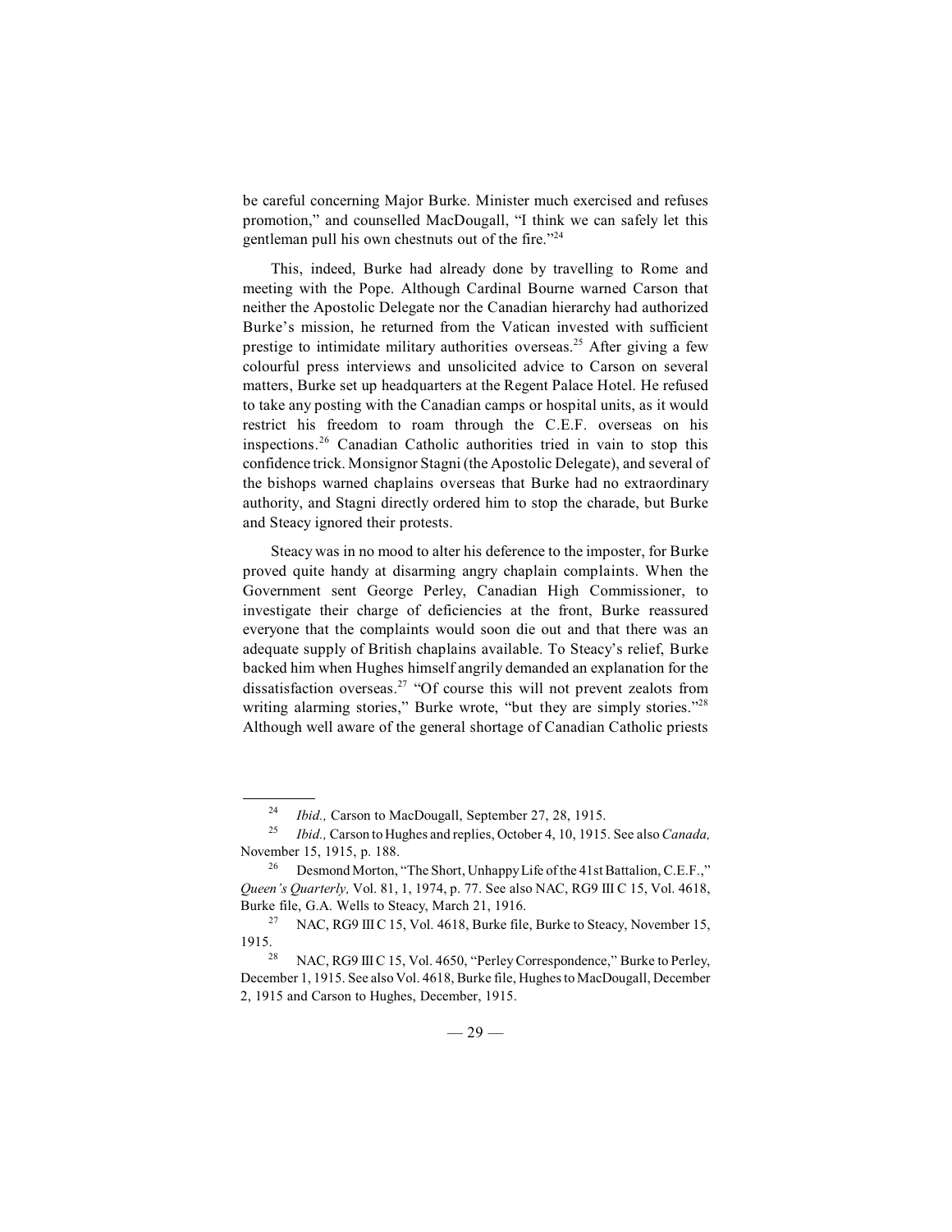be careful concerning Major Burke. Minister much exercised and refuses promotion," and counselled MacDougall, "I think we can safely let this gentleman pull his own chestnuts out of the fire."[24]

This, indeed, Burke had already done by travelling to Rome and meeting with the Pope. Although Cardinal Bourne warned Carson that neither the Apostolic Delegate nor the Canadian hierarchy had authorized Burke's mission, he returned from the Vatican invested with sufficient prestige to intimidate military authorities overseas.[25] After giving a few colourful press interviews and unsolicited advice to Carson on several matters, Burke set up headquarters at the Regent Palace Hotel. He refused to take any posting with the Canadian camps or hospital units, as it would restrict his freedom to roam through the C.E.F. overseas on his inspections.[26] Canadian Catholic authorities tried in vain to stop this confidence trick. Monsignor Stagni (the Apostolic Delegate), and several of the bishops warned chaplains overseas that Burke had no extraordinary authority, and Stagni directly ordered him to stop the charade, but Burke and Steacy ignored their protests.

Steacy was in no mood to alter his deference to the imposter, for Burke proved quite handy at disarming angry chaplain complaints. When the Government sent George Perley, Canadian High Commissioner, to investigate their charge of deficiencies at the front, Burke reassured everyone that the complaints would soon die out and that there was an adequate supply of British chaplains available. To Steacy's relief, Burke backed him when Hughes himself angrily demanded an explanation for the dissatisfaction overseas.[27] "Of course this will not prevent zealots from writing alarming stories," Burke wrote, "but they are simply stories."[28] Although well aware of the general shortage of Canadian Catholic priests

---

[24] *Ibid.,* Carson to MacDougall, September 27, 28, 1915.

[25] *Ibid.,* Carson to Hughes and replies, October 4, 10, 1915. See also *Canada,* November 15, 1915, p. 188.

[26] Desmond Morton, "The Short, Unhappy Life of the 41st Battalion, C.E.F.," *Queen's Quarterly,* Vol. 81, 1, 1974, p. 77. See also NAC, RG9 III C 15, Vol. 4618, Burke file, G.A. Wells to Steacy, March 21, 1916.

[27] NAC, RG9 III C 15, Vol. 4618, Burke file, Burke to Steacy, November 15, 1915.

[28] NAC, RG9 III C 15, Vol. 4650, "Perley Correspondence," Burke to Perley, December 1, 1915. See also Vol. 4618, Burke file, Hughes to MacDougall, December 2, 1915 and Carson to Hughes, December, 1915.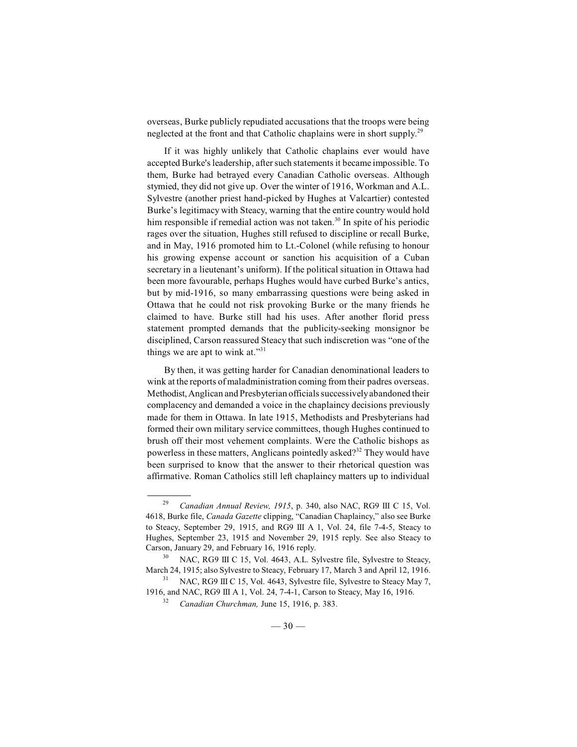overseas, Burke publicly repudiated accusations that the troops were being neglected at the front and that Catholic chaplains were in short supply.[29]

If it was highly unlikely that Catholic chaplains ever would have accepted Burke's leadership, after such statements it became impossible. To them, Burke had betrayed every Canadian Catholic overseas. Although stymied, they did not give up. Over the winter of 1916, Workman and A.L. Sylvestre (another priest hand-picked by Hughes at Valcartier) contested Burke's legitimacy with Steacy, warning that the entire country would hold him responsible if remedial action was not taken.[30] In spite of his periodic rages over the situation, Hughes still refused to discipline or recall Burke, and in May, 1916 promoted him to Lt.-Colonel (while refusing to honour his growing expense account or sanction his acquisition of a Cuban secretary in a lieutenant's uniform). If the political situation in Ottawa had been more favourable, perhaps Hughes would have curbed Burke's antics, but by mid-1916, so many embarrassing questions were being asked in Ottawa that he could not risk provoking Burke or the many friends he claimed to have. Burke still had his uses. After another florid press statement prompted demands that the publicity-seeking monsignor be disciplined, Carson reassured Steacy that such indiscretion was "one of the things we are apt to wink at."[31]

By then, it was getting harder for Canadian denominational leaders to wink at the reports of maladministration coming from their padres overseas. Methodist, Anglican and Presbyterian officials successively abandoned their complacency and demanded a voice in the chaplaincy decisions previously made for them in Ottawa. In late 1915, Methodists and Presbyterians had formed their own military service committees, though Hughes continued to brush off their most vehement complaints. Were the Catholic bishops as powerless in these matters, Anglicans pointedly asked?[32] They would have been surprised to know that the answer to their rhetorical question was affirmative. Roman Catholics still left chaplaincy matters up to individual

---

[29] *Canadian Annual Review, 1915*, p. 340, also NAC, RG9 III C 15, Vol. 4618, Burke file, *Canada Gazette* clipping, "Canadian Chaplaincy," also see Burke to Steacy, September 29, 1915, and RG9 III A 1, Vol. 24, file 7-4-5, Steacy to Hughes, September 23, 1915 and November 29, 1915 reply. See also Steacy to Carson, January 29, and February 16, 1916 reply.

[30] NAC, RG9 III C 15, Vol. 4643, A.L. Sylvestre file, Sylvestre to Steacy, March 24, 1915; also Sylvestre to Steacy, February 17, March 3 and April 12, 1916.

[31] NAC, RG9 III C 15, Vol. 4643, Sylvestre file, Sylvestre to Steacy May 7, 1916, and NAC, RG9 III A 1, Vol. 24, 7-4-1, Carson to Steacy, May 16, 1916.

[32] *Canadian Churchman,* June 15, 1916, p. 383.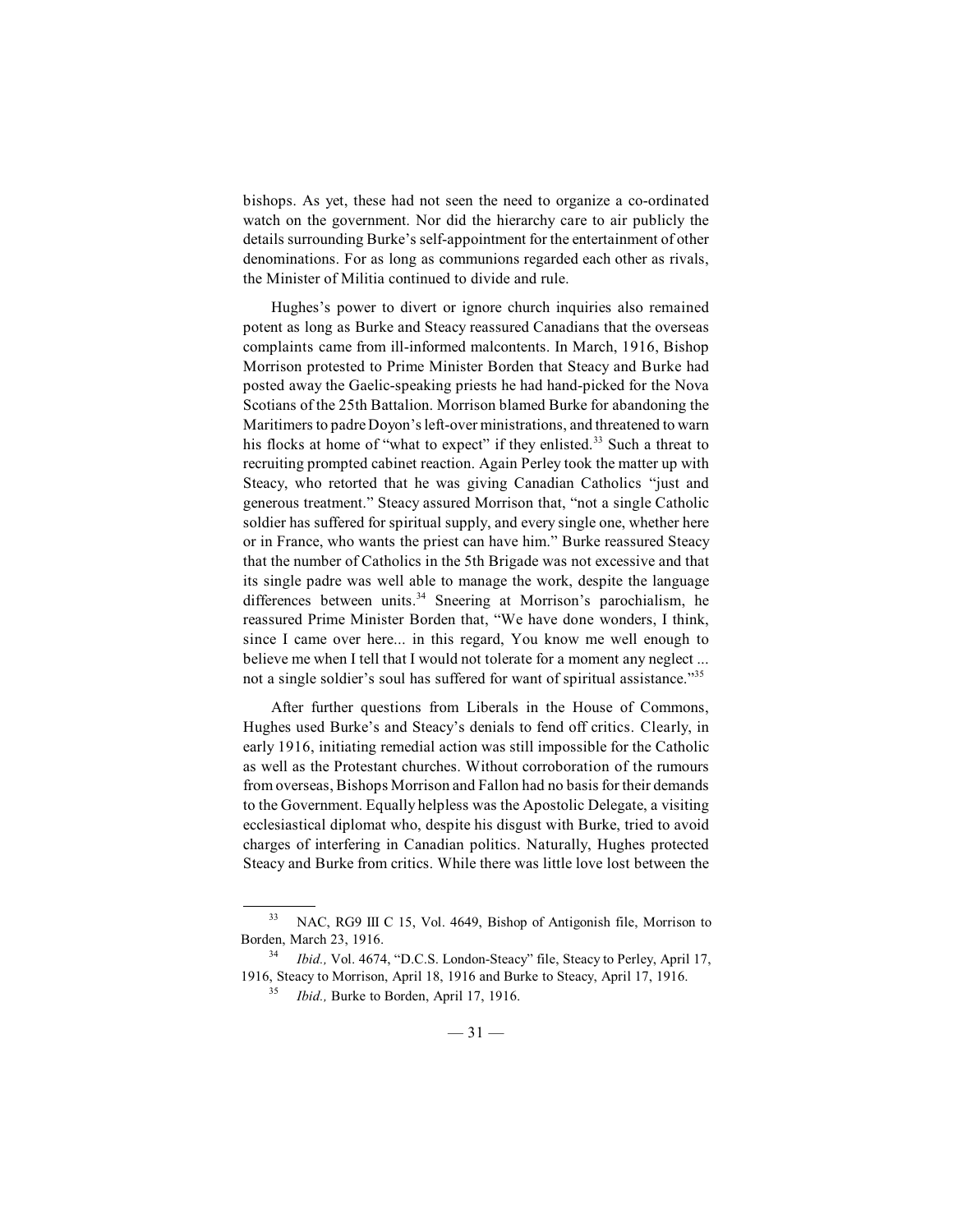bishops. As yet, these had not seen the need to organize a co-ordinated watch on the government. Nor did the hierarchy care to air publicly the details surrounding Burke's self-appointment for the entertainment of other denominations. For as long as communions regarded each other as rivals, the Minister of Militia continued to divide and rule.

Hughes's power to divert or ignore church inquiries also remained potent as long as Burke and Steacy reassured Canadians that the overseas complaints came from ill-informed malcontents. In March, 1916, Bishop Morrison protested to Prime Minister Borden that Steacy and Burke had posted away the Gaelic-speaking priests he had hand-picked for the Nova Scotians of the 25th Battalion. Morrison blamed Burke for abandoning the Maritimers to padre Doyon's left-over ministrations, and threatened to warn his flocks at home of "what to expect" if they enlisted.[33] Such a threat to recruiting prompted cabinet reaction. Again Perley took the matter up with Steacy, who retorted that he was giving Canadian Catholics "just and generous treatment." Steacy assured Morrison that, "not a single Catholic soldier has suffered for spiritual supply, and every single one, whether here or in France, who wants the priest can have him." Burke reassured Steacy that the number of Catholics in the 5th Brigade was not excessive and that its single padre was well able to manage the work, despite the language differences between units.[34] Sneering at Morrison's parochialism, he reassured Prime Minister Borden that, "We have done wonders, I think, since I came over here... in this regard, You know me well enough to believe me when I tell that I would not tolerate for a moment any neglect ... not a single soldier's soul has suffered for want of spiritual assistance."[35]

After further questions from Liberals in the House of Commons, Hughes used Burke's and Steacy's denials to fend off critics. Clearly, in early 1916, initiating remedial action was still impossible for the Catholic as well as the Protestant churches. Without corroboration of the rumours from overseas, Bishops Morrison and Fallon had no basis for their demands to the Government. Equally helpless was the Apostolic Delegate, a visiting ecclesiastical diplomat who, despite his disgust with Burke, tried to avoid charges of interfering in Canadian politics. Naturally, Hughes protected Steacy and Burke from critics. While there was little love lost between the

---

[33] NAC, RG9 III C 15, Vol. 4649, Bishop of Antigonish file, Morrison to Borden, March 23, 1916.

[34] *Ibid.,* Vol. 4674, "D.C.S. London-Steacy" file, Steacy to Perley, April 17, 1916, Steacy to Morrison, April 18, 1916 and Burke to Steacy, April 17, 1916.

[35] *Ibid.,* Burke to Borden, April 17, 1916.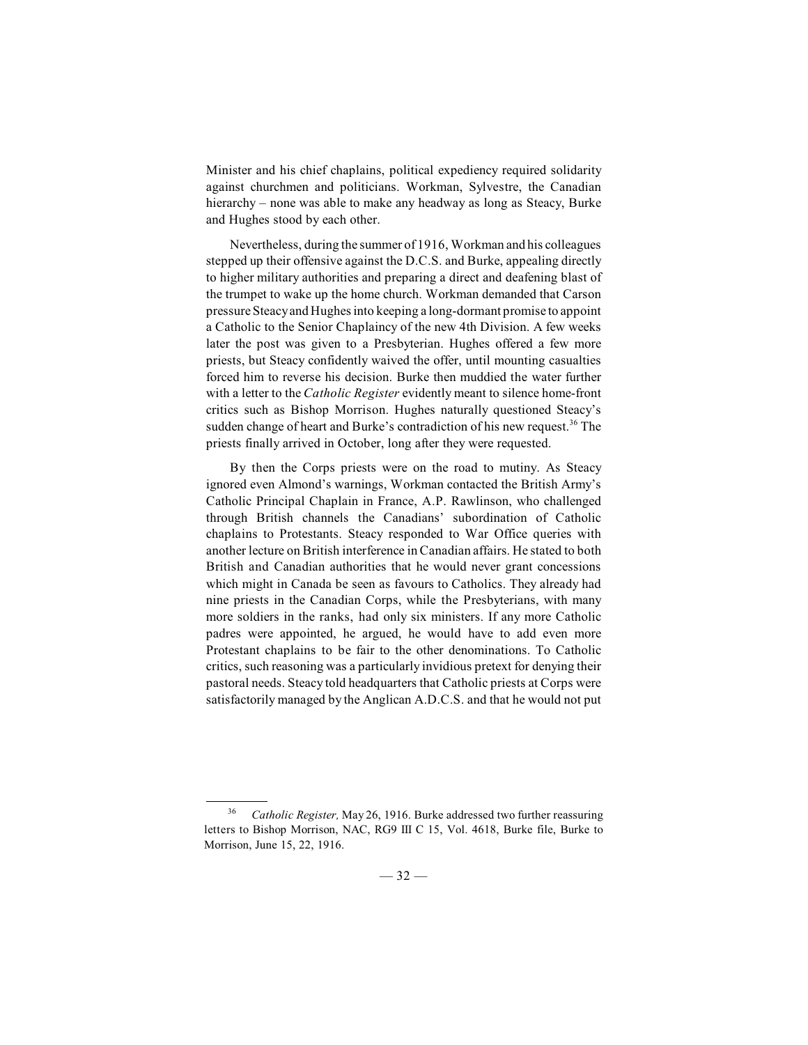Minister and his chief chaplains, political expediency required solidarity against churchmen and politicians. Workman, Sylvestre, the Canadian hierarchy – none was able to make any headway as long as Steacy, Burke and Hughes stood by each other.

Nevertheless, during the summer of 1916, Workman and his colleagues stepped up their offensive against the D.C.S. and Burke, appealing directly to higher military authorities and preparing a direct and deafening blast of the trumpet to wake up the home church. Workman demanded that Carson pressure Steacy and Hughes into keeping a long-dormant promise to appoint a Catholic to the Senior Chaplaincy of the new 4th Division. A few weeks later the post was given to a Presbyterian. Hughes offered a few more priests, but Steacy confidently waived the offer, until mounting casualties forced him to reverse his decision. Burke then muddied the water further with a letter to the *Catholic Register* evidently meant to silence home-front critics such as Bishop Morrison. Hughes naturally questioned Steacy's sudden change of heart and Burke's contradiction of his new request.[36] The priests finally arrived in October, long after they were requested.

By then the Corps priests were on the road to mutiny. As Steacy ignored even Almond's warnings, Workman contacted the British Army's Catholic Principal Chaplain in France, A.P. Rawlinson, who challenged through British channels the Canadians' subordination of Catholic chaplains to Protestants. Steacy responded to War Office queries with another lecture on British interference in Canadian affairs. He stated to both British and Canadian authorities that he would never grant concessions which might in Canada be seen as favours to Catholics. They already had nine priests in the Canadian Corps, while the Presbyterians, with many more soldiers in the ranks, had only six ministers. If any more Catholic padres were appointed, he argued, he would have to add even more Protestant chaplains to be fair to the other denominations. To Catholic critics, such reasoning was a particularly invidious pretext for denying their pastoral needs. Steacy told headquarters that Catholic priests at Corps were satisfactorily managed by the Anglican A.D.C.S. and that he would not put

[36] *Catholic Register,* May 26, 1916. Burke addressed two further reassuring letters to Bishop Morrison, NAC, RG9 III C 15, Vol. 4618, Burke file, Burke to Morrison, June 15, 22, 1916.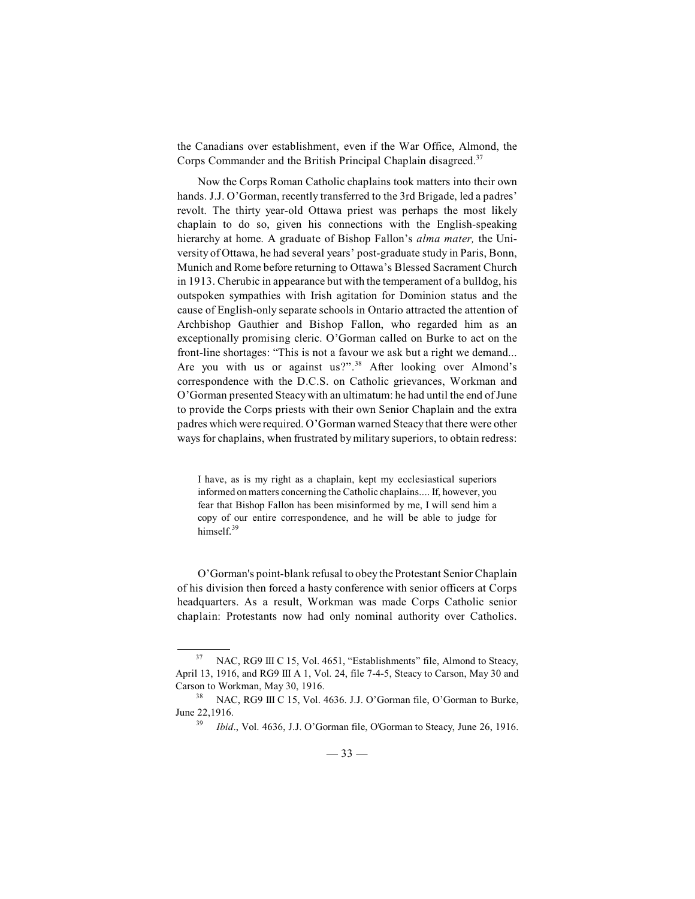the Canadians over establishment, even if the War Office, Almond, the Corps Commander and the British Principal Chaplain disagreed.[37]

Now the Corps Roman Catholic chaplains took matters into their own hands. J.J. O'Gorman, recently transferred to the 3rd Brigade, led a padres' revolt. The thirty year-old Ottawa priest was perhaps the most likely chaplain to do so, given his connections with the English-speaking hierarchy at home. A graduate of Bishop Fallon's *alma mater,* the University of Ottawa, he had several years' post-graduate study in Paris, Bonn, Munich and Rome before returning to Ottawa's Blessed Sacrament Church in 1913. Cherubic in appearance but with the temperament of a bulldog, his outspoken sympathies with Irish agitation for Dominion status and the cause of English-only separate schools in Ontario attracted the attention of Archbishop Gauthier and Bishop Fallon, who regarded him as an exceptionally promising cleric. O'Gorman called on Burke to act on the front-line shortages: "This is not a favour we ask but a right we demand... Are you with us or against us?".[38] After looking over Almond's correspondence with the D.C.S. on Catholic grievances, Workman and O'Gorman presented Steacy with an ultimatum: he had until the end of June to provide the Corps priests with their own Senior Chaplain and the extra padres which were required. O'Gorman warned Steacy that there were other ways for chaplains, when frustrated by military superiors, to obtain redress:

> I have, as is my right as a chaplain, kept my ecclesiastical superiors informed on matters concerning the Catholic chaplains.... If, however, you fear that Bishop Fallon has been misinformed by me, I will send him a copy of our entire correspondence, and he will be able to judge for himself.[39]

O'Gorman's point-blank refusal to obey the Protestant Senior Chaplain of his division then forced a hasty conference with senior officers at Corps headquarters. As a result, Workman was made Corps Catholic senior chaplain: Protestants now had only nominal authority over Catholics.

---

[37] NAC, RG9 III C 15, Vol. 4651, "Establishments" file, Almond to Steacy, April 13, 1916, and RG9 III A 1, Vol. 24, file 7-4-5, Steacy to Carson, May 30 and Carson to Workman, May 30, 1916.

[38] NAC, RG9 III C 15, Vol. 4636. J.J. O'Gorman file, O'Gorman to Burke, June 22,1916.

[39] *Ibid*., Vol. 4636, J.J. O'Gorman file, O'Gorman to Steacy, June 26, 1916.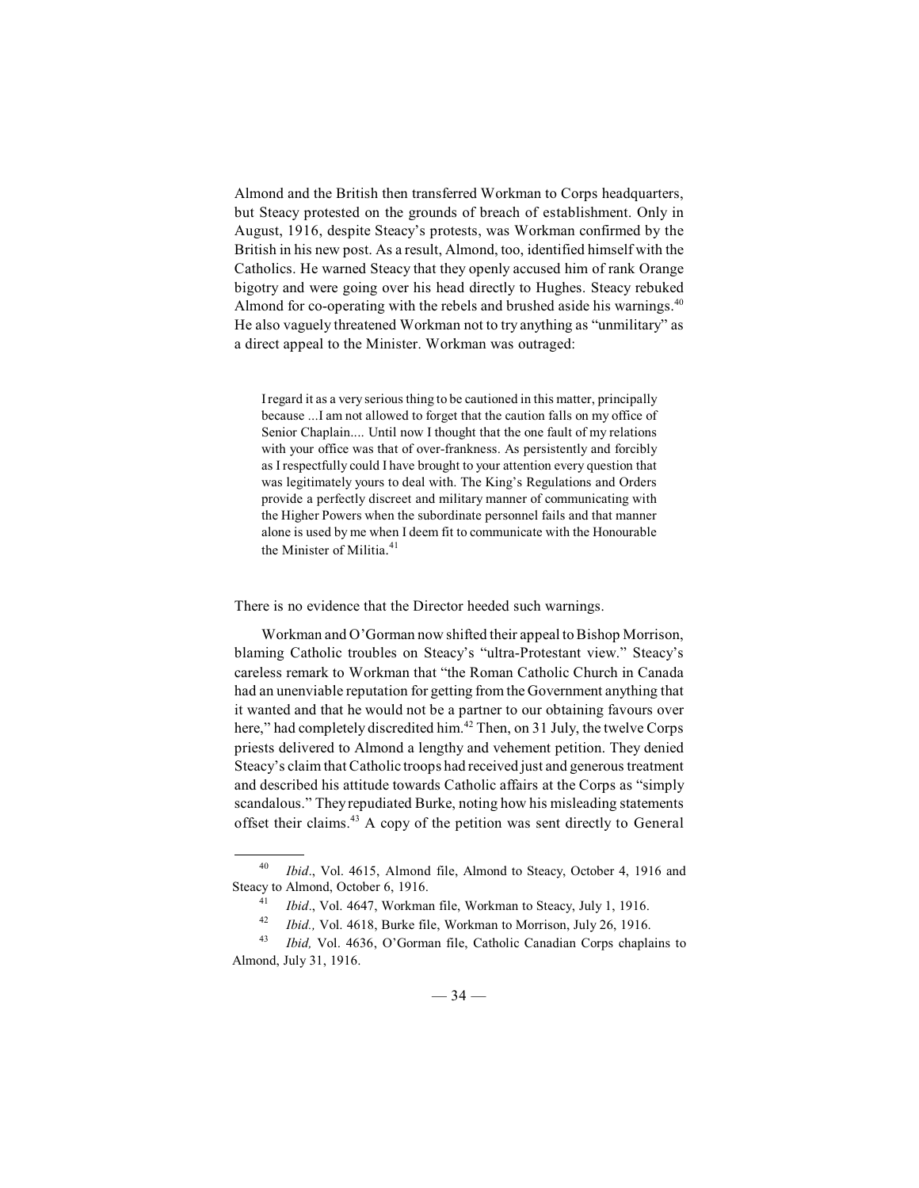Almond and the British then transferred Workman to Corps headquarters, but Steacy protested on the grounds of breach of establishment. Only in August, 1916, despite Steacy's protests, was Workman confirmed by the British in his new post. As a result, Almond, too, identified himself with the Catholics. He warned Steacy that they openly accused him of rank Orange bigotry and were going over his head directly to Hughes. Steacy rebuked Almond for co-operating with the rebels and brushed aside his warnings.[40] He also vaguely threatened Workman not to try anything as "unmilitary" as a direct appeal to the Minister. Workman was outraged:

> I regard it as a very serious thing to be cautioned in this matter, principally because ...I am not allowed to forget that the caution falls on my office of Senior Chaplain.... Until now I thought that the one fault of my relations with your office was that of over-frankness. As persistently and forcibly as I respectfully could I have brought to your attention every question that was legitimately yours to deal with. The King's Regulations and Orders provide a perfectly discreet and military manner of communicating with the Higher Powers when the subordinate personnel fails and that manner alone is used by me when I deem fit to communicate with the Honourable the Minister of Militia.[41]

There is no evidence that the Director heeded such warnings.

Workman and O'Gorman now shifted their appeal to Bishop Morrison, blaming Catholic troubles on Steacy's "ultra-Protestant view." Steacy's careless remark to Workman that "the Roman Catholic Church in Canada had an unenviable reputation for getting from the Government anything that it wanted and that he would not be a partner to our obtaining favours over here," had completely discredited him.[42] Then, on 31 July, the twelve Corps priests delivered to Almond a lengthy and vehement petition. They denied Steacy's claim that Catholic troops had received just and generous treatment and described his attitude towards Catholic affairs at the Corps as "simply scandalous." They repudiated Burke, noting how his misleading statements offset their claims.[43] A copy of the petition was sent directly to General

---

[40] *Ibid*., Vol. 4615, Almond file, Almond to Steacy, October 4, 1916 and Steacy to Almond, October 6, 1916.

[41] *Ibid*., Vol. 4647, Workman file, Workman to Steacy, July 1, 1916.

[42] *Ibid.,* Vol. 4618, Burke file, Workman to Morrison, July 26, 1916.

[43] *Ibid,* Vol. 4636, O'Gorman file, Catholic Canadian Corps chaplains to Almond, July 31, 1916.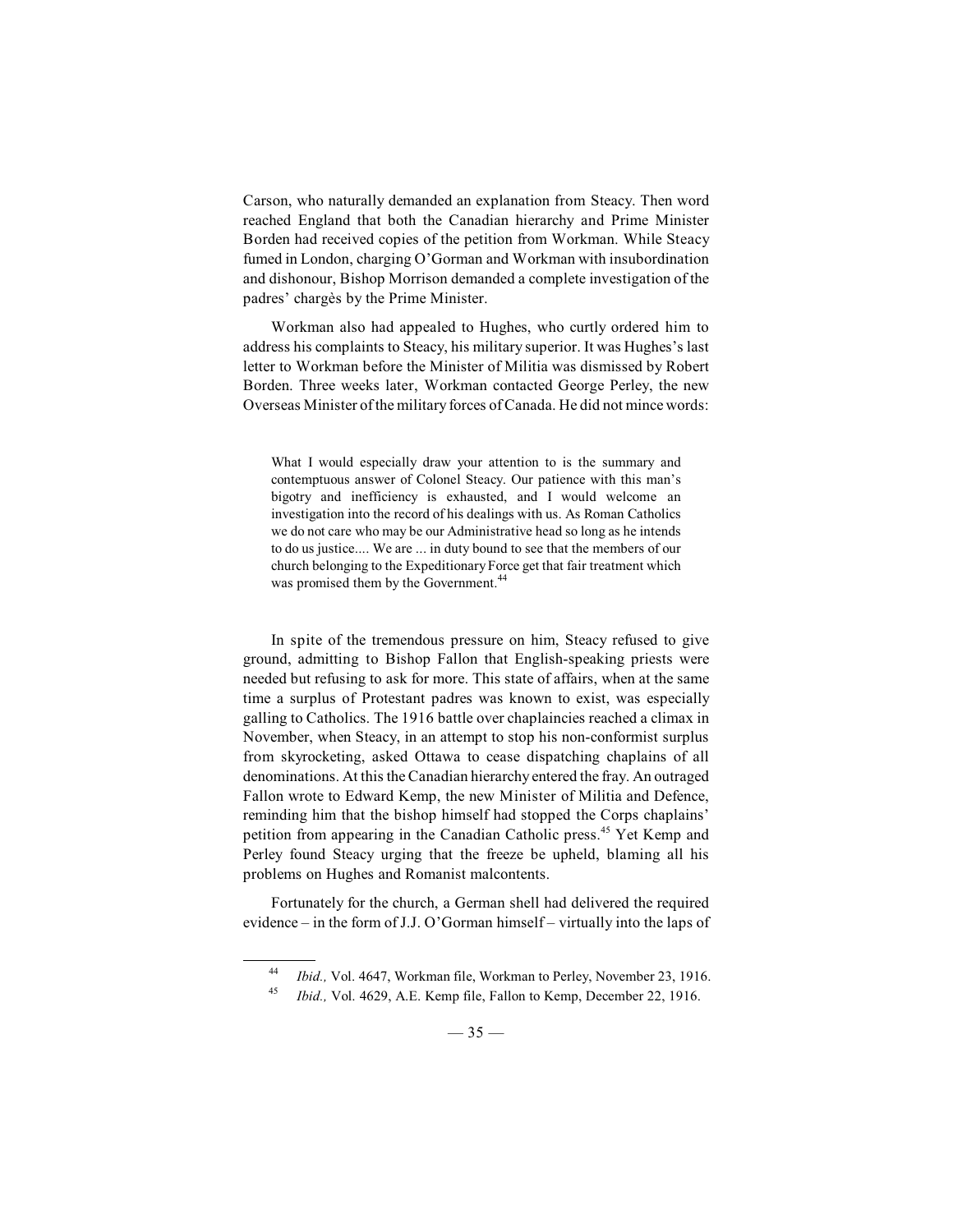Carson, who naturally demanded an explanation from Steacy. Then word reached England that both the Canadian hierarchy and Prime Minister Borden had received copies of the petition from Workman. While Steacy fumed in London, charging O'Gorman and Workman with insubordination and dishonour, Bishop Morrison demanded a complete investigation of the padres' chargès by the Prime Minister.

Workman also had appealed to Hughes, who curtly ordered him to address his complaints to Steacy, his military superior. It was Hughes's last letter to Workman before the Minister of Militia was dismissed by Robert Borden. Three weeks later, Workman contacted George Perley, the new Overseas Minister of the military forces of Canada. He did not mince words:

> What I would especially draw your attention to is the summary and contemptuous answer of Colonel Steacy. Our patience with this man's bigotry and inefficiency is exhausted, and I would welcome an investigation into the record of his dealings with us. As Roman Catholics we do not care who may be our Administrative head so long as he intends to do us justice.... We are ... in duty bound to see that the members of our church belonging to the Expeditionary Force get that fair treatment which was promised them by the Government.[44]

In spite of the tremendous pressure on him, Steacy refused to give ground, admitting to Bishop Fallon that English-speaking priests were needed but refusing to ask for more. This state of affairs, when at the same time a surplus of Protestant padres was known to exist, was especially galling to Catholics. The 1916 battle over chaplaincies reached a climax in November, when Steacy, in an attempt to stop his non-conformist surplus from skyrocketing, asked Ottawa to cease dispatching chaplains of all denominations. At this the Canadian hierarchy entered the fray. An outraged Fallon wrote to Edward Kemp, the new Minister of Militia and Defence, reminding him that the bishop himself had stopped the Corps chaplains' petition from appearing in the Canadian Catholic press.[45] Yet Kemp and Perley found Steacy urging that the freeze be upheld, blaming all his problems on Hughes and Romanist malcontents.

Fortunately for the church, a German shell had delivered the required evidence – in the form of J.J. O'Gorman himself – virtually into the laps of

---

[44] *Ibid.,* Vol. 4647, Workman file, Workman to Perley, November 23, 1916.

[45] *Ibid.,* Vol. 4629, A.E. Kemp file, Fallon to Kemp, December 22, 1916.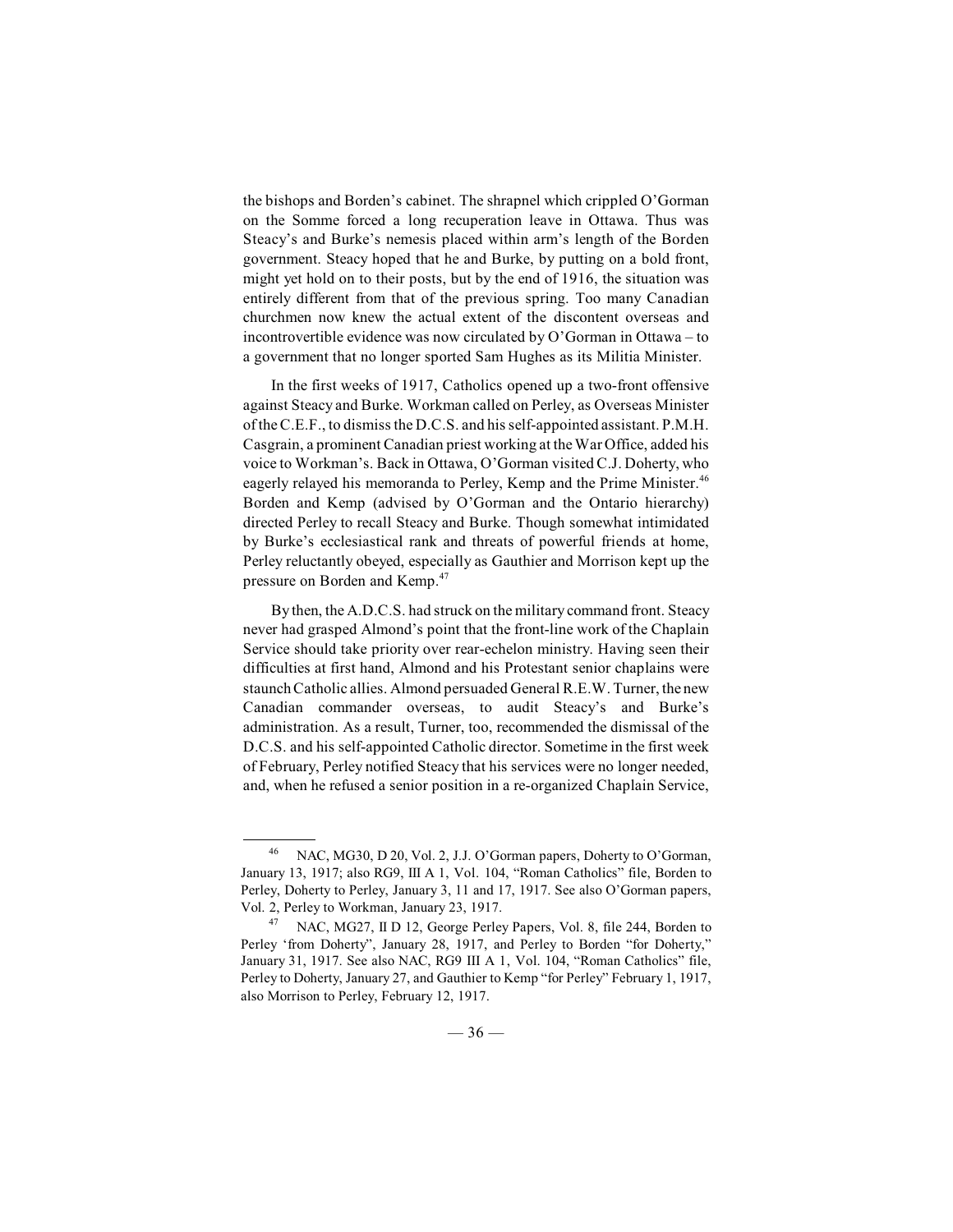the bishops and Borden's cabinet. The shrapnel which crippled O'Gorman on the Somme forced a long recuperation leave in Ottawa. Thus was Steacy's and Burke's nemesis placed within arm's length of the Borden government. Steacy hoped that he and Burke, by putting on a bold front, might yet hold on to their posts, but by the end of 1916, the situation was entirely different from that of the previous spring. Too many Canadian churchmen now knew the actual extent of the discontent overseas and incontrovertible evidence was now circulated by O'Gorman in Ottawa – to a government that no longer sported Sam Hughes as its Militia Minister.

In the first weeks of 1917, Catholics opened up a two-front offensive against Steacy and Burke. Workman called on Perley, as Overseas Minister of the C.E.F., to dismiss the D.C.S. and his self-appointed assistant. P.M.H. Casgrain, a prominent Canadian priest working at the War Office, added his voice to Workman's. Back in Ottawa, O'Gorman visited C.J. Doherty, who eagerly relayed his memoranda to Perley, Kemp and the Prime Minister.[46] Borden and Kemp (advised by O'Gorman and the Ontario hierarchy) directed Perley to recall Steacy and Burke. Though somewhat intimidated by Burke's ecclesiastical rank and threats of powerful friends at home, Perley reluctantly obeyed, especially as Gauthier and Morrison kept up the pressure on Borden and Kemp.[47]

By then, the A.D.C.S. had struck on the military command front. Steacy never had grasped Almond's point that the front-line work of the Chaplain Service should take priority over rear-echelon ministry. Having seen their difficulties at first hand, Almond and his Protestant senior chaplains were staunch Catholic allies. Almond persuaded General R.E.W. Turner, the new Canadian commander overseas, to audit Steacy's and Burke's administration. As a result, Turner, too, recommended the dismissal of the D.C.S. and his self-appointed Catholic director. Sometime in the first week of February, Perley notified Steacy that his services were no longer needed, and, when he refused a senior position in a re-organized Chaplain Service,

---

[46] NAC, MG30, D 20, Vol. 2, J.J. O'Gorman papers, Doherty to O'Gorman, January 13, 1917; also RG9, III A 1, Vol. 104, "Roman Catholics" file, Borden to Perley, Doherty to Perley, January 3, 11 and 17, 1917. See also O'Gorman papers, Vol. 2, Perley to Workman, January 23, 1917.

[47] NAC, MG27, II D 12, George Perley Papers, Vol. 8, file 244, Borden to Perley 'from Doherty", January 28, 1917, and Perley to Borden "for Doherty," January 31, 1917. See also NAC, RG9 III A 1, Vol. 104, "Roman Catholics" file, Perley to Doherty, January 27, and Gauthier to Kemp "for Perley" February 1, 1917, also Morrison to Perley, February 12, 1917.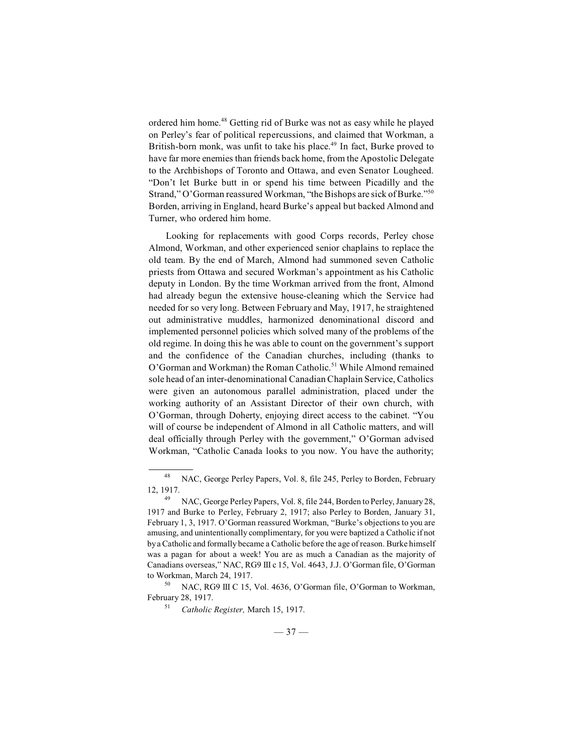ordered him home.[48] Getting rid of Burke was not as easy while he played on Perley's fear of political repercussions, and claimed that Workman, a British-born monk, was unfit to take his place.[49] In fact, Burke proved to have far more enemies than friends back home, from the Apostolic Delegate to the Archbishops of Toronto and Ottawa, and even Senator Lougheed. "Don't let Burke butt in or spend his time between Picadilly and the Strand," O'Gorman reassured Workman, "the Bishops are sick of Burke."[50] Borden, arriving in England, heard Burke's appeal but backed Almond and Turner, who ordered him home.

Looking for replacements with good Corps records, Perley chose Almond, Workman, and other experienced senior chaplains to replace the old team. By the end of March, Almond had summoned seven Catholic priests from Ottawa and secured Workman's appointment as his Catholic deputy in London. By the time Workman arrived from the front, Almond had already begun the extensive house-cleaning which the Service had needed for so very long. Between February and May, 1917, he straightened out administrative muddles, harmonized denominational discord and implemented personnel policies which solved many of the problems of the old regime. In doing this he was able to count on the government's support and the confidence of the Canadian churches, including (thanks to O'Gorman and Workman) the Roman Catholic.[51] While Almond remained sole head of an inter-denominational Canadian Chaplain Service, Catholics were given an autonomous parallel administration, placed under the working authority of an Assistant Director of their own church, with O'Gorman, through Doherty, enjoying direct access to the cabinet. "You will of course be independent of Almond in all Catholic matters, and will deal officially through Perley with the government," O'Gorman advised Workman, "Catholic Canada looks to you now. You have the authority;

---

[48] NAC, George Perley Papers, Vol. 8, file 245, Perley to Borden, February 12, 1917.

[49] NAC, George Perley Papers, Vol. 8, file 244, Borden to Perley, January 28, 1917 and Burke to Perley, February 2, 1917; also Perley to Borden, January 31, February 1, 3, 1917. O'Gorman reassured Workman, "Burke's objections to you are amusing, and unintentionally complimentary, for you were baptized a Catholic if not by a Catholic and formally became a Catholic before the age of reason. Burke himself was a pagan for about a week! You are as much a Canadian as the majority of Canadians overseas," NAC, RG9 III c 15, Vol. 4643, J.J. O'Gorman file, O'Gorman to Workman, March 24, 1917.

[50] NAC, RG9 III C 15, Vol. 4636, O'Gorman file, O'Gorman to Workman, February 28, 1917.

[51] *Catholic Register,* March 15, 1917.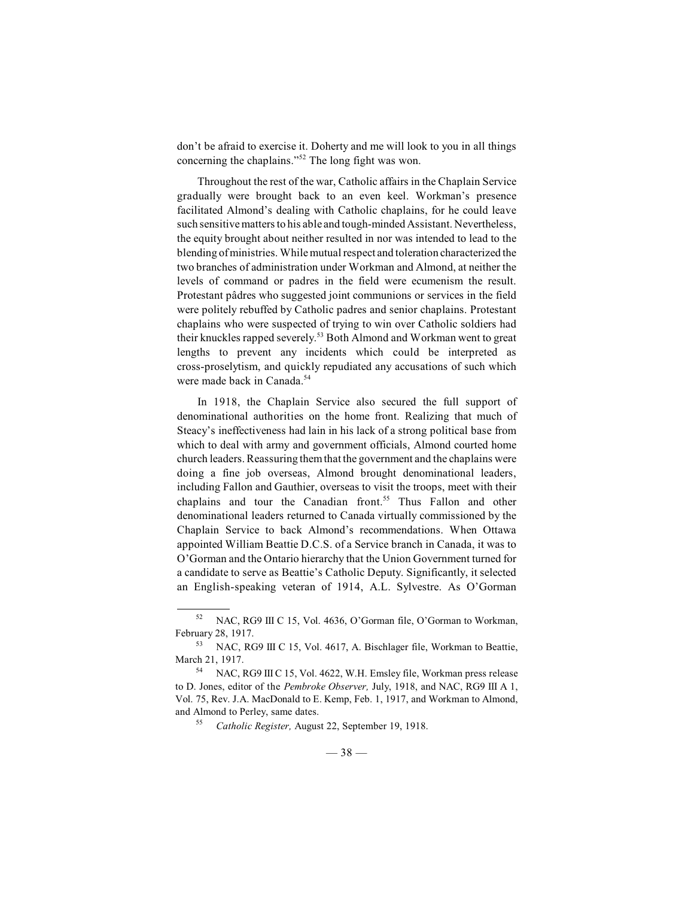don't be afraid to exercise it. Doherty and me will look to you in all things concerning the chaplains."[52] The long fight was won.

Throughout the rest of the war, Catholic affairs in the Chaplain Service gradually were brought back to an even keel. Workman's presence facilitated Almond's dealing with Catholic chaplains, for he could leave such sensitive matters to his able and tough-minded Assistant. Nevertheless, the equity brought about neither resulted in nor was intended to lead to the blending of ministries. While mutual respect and toleration characterized the two branches of administration under Workman and Almond, at neither the levels of command or padres in the field were ecumenism the result. Protestant pâdres who suggested joint communions or services in the field were politely rebuffed by Catholic padres and senior chaplains. Protestant chaplains who were suspected of trying to win over Catholic soldiers had their knuckles rapped severely.[53] Both Almond and Workman went to great lengths to prevent any incidents which could be interpreted as cross-proselytism, and quickly repudiated any accusations of such which were made back in Canada.[54]

In 1918, the Chaplain Service also secured the full support of denominational authorities on the home front. Realizing that much of Steacy's ineffectiveness had lain in his lack of a strong political base from which to deal with army and government officials, Almond courted home church leaders. Reassuring them that the government and the chaplains were doing a fine job overseas, Almond brought denominational leaders, including Fallon and Gauthier, overseas to visit the troops, meet with their chaplains and tour the Canadian front.[55] Thus Fallon and other denominational leaders returned to Canada virtually commissioned by the Chaplain Service to back Almond's recommendations. When Ottawa appointed William Beattie D.C.S. of a Service branch in Canada, it was to O'Gorman and the Ontario hierarchy that the Union Government turned for a candidate to serve as Beattie's Catholic Deputy. Significantly, it selected an English-speaking veteran of 1914, A.L. Sylvestre. As O'Gorman

---

[52] NAC, RG9 III C 15, Vol. 4636, O'Gorman file, O'Gorman to Workman, February 28, 1917.

[53] NAC, RG9 III C 15, Vol. 4617, A. Bischlager file, Workman to Beattie, March 21, 1917.

[54] NAC, RG9 III C 15, Vol. 4622, W.H. Emsley file, Workman press release to D. Jones, editor of the *Pembroke Observer,* July, 1918, and NAC, RG9 III A 1, Vol. 75, Rev. J.A. MacDonald to E. Kemp, Feb. 1, 1917, and Workman to Almond, and Almond to Perley, same dates.

[55] *Catholic Register,* August 22, September 19, 1918.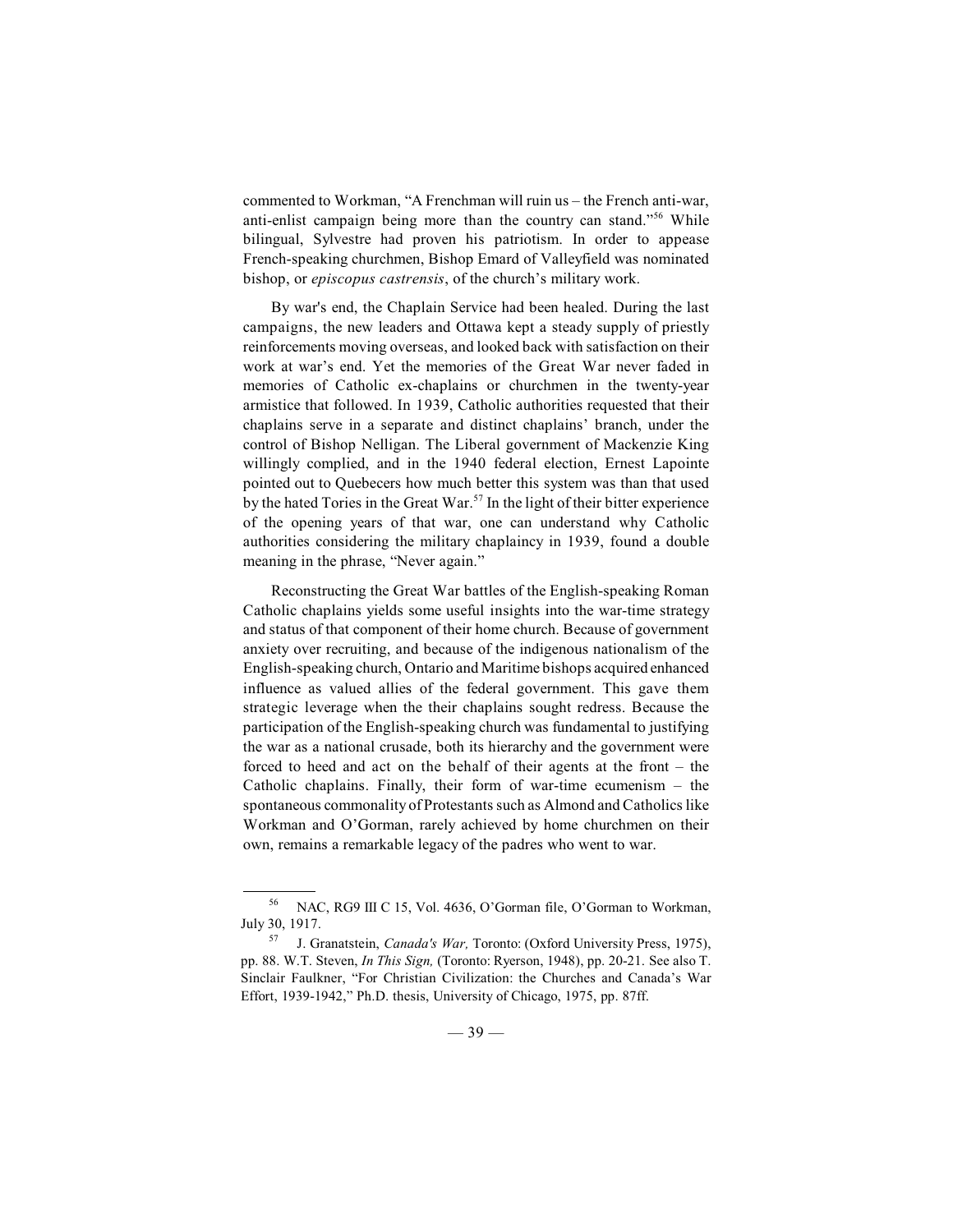commented to Workman, "A Frenchman will ruin us – the French anti-war, anti-enlist campaign being more than the country can stand."[56] While bilingual, Sylvestre had proven his patriotism. In order to appease French-speaking churchmen, Bishop Emard of Valleyfield was nominated bishop, or *episcopus castrensis*, of the church's military work.

By war's end, the Chaplain Service had been healed. During the last campaigns, the new leaders and Ottawa kept a steady supply of priestly reinforcements moving overseas, and looked back with satisfaction on their work at war's end. Yet the memories of the Great War never faded in memories of Catholic ex-chaplains or churchmen in the twenty-year armistice that followed. In 1939, Catholic authorities requested that their chaplains serve in a separate and distinct chaplains' branch, under the control of Bishop Nelligan. The Liberal government of Mackenzie King willingly complied, and in the 1940 federal election, Ernest Lapointe pointed out to Quebecers how much better this system was than that used by the hated Tories in the Great War.[57] In the light of their bitter experience of the opening years of that war, one can understand why Catholic authorities considering the military chaplaincy in 1939, found a double meaning in the phrase, "Never again."

Reconstructing the Great War battles of the English-speaking Roman Catholic chaplains yields some useful insights into the war-time strategy and status of that component of their home church. Because of government anxiety over recruiting, and because of the indigenous nationalism of the English-speaking church, Ontario and Maritime bishops acquired enhanced influence as valued allies of the federal government. This gave them strategic leverage when the their chaplains sought redress. Because the participation of the English-speaking church was fundamental to justifying the war as a national crusade, both its hierarchy and the government were forced to heed and act on the behalf of their agents at the front – the Catholic chaplains. Finally, their form of war-time ecumenism – the spontaneous commonality of Protestants such as Almond and Catholics like Workman and O'Gorman, rarely achieved by home churchmen on their own, remains a remarkable legacy of the padres who went to war.

---

[56] NAC, RG9 III C 15, Vol. 4636, O'Gorman file, O'Gorman to Workman, July 30, 1917.

[57] J. Granatstein, *Canada's War,* Toronto: (Oxford University Press, 1975), pp. 88. W.T. Steven, *In This Sign,* (Toronto: Ryerson, 1948), pp. 20-21. See also T. Sinclair Faulkner, "For Christian Civilization: the Churches and Canada's War Effort, 1939-1942," Ph.D. thesis, University of Chicago, 1975, pp. 87ff.